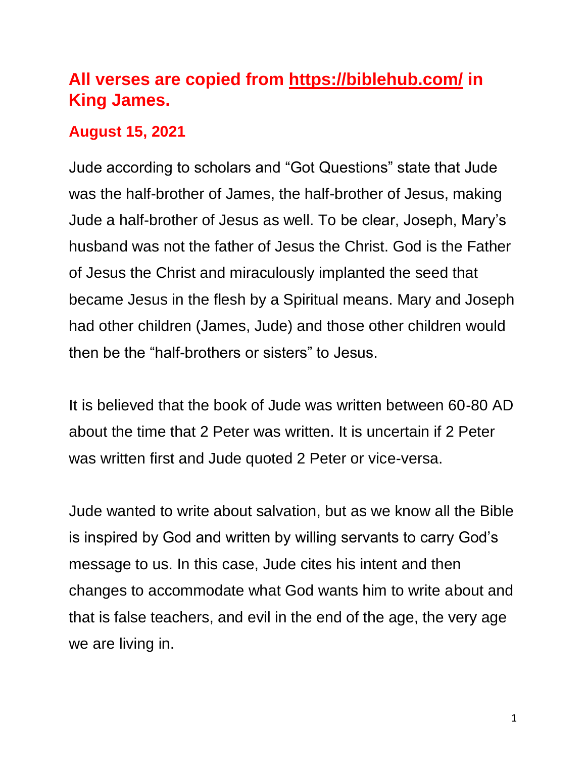## All verses are copied from [https://biblehub.com/](https://biblehub.com/) in King James.

### August 15, 2021

Jude according to scholars and "Got Questions" state that Jude was the half-brother of James, the half-brother of Jesus, making Jude a half-brother of Jesus as well. To be clear, Joseph, Mary's husband was not the father of Jesus the Christ. God is the Father of Jesus the Christ and miraculously implanted the seed that became Jesus in the flesh by a Spiritual means. Mary and Joseph had other children (James, Jude) and those other children would then be the "half-brothers or sisters" to Jesus.

It is believed that the book of Jude was written between 60-80 AD about the time that 2 Peter was written. It is uncertain if 2 Peter was written first and Jude quoted 2 Peter or vice-versa.

Jude wanted to write about salvation, but as we know all the Bible is inspired by God and written by willing servants to carry God's message to us. In this case, Jude cites his intent and then changes to accommodate what God wants him to write about and that is false teachers, and evil in the end of the age, the very age we are living in.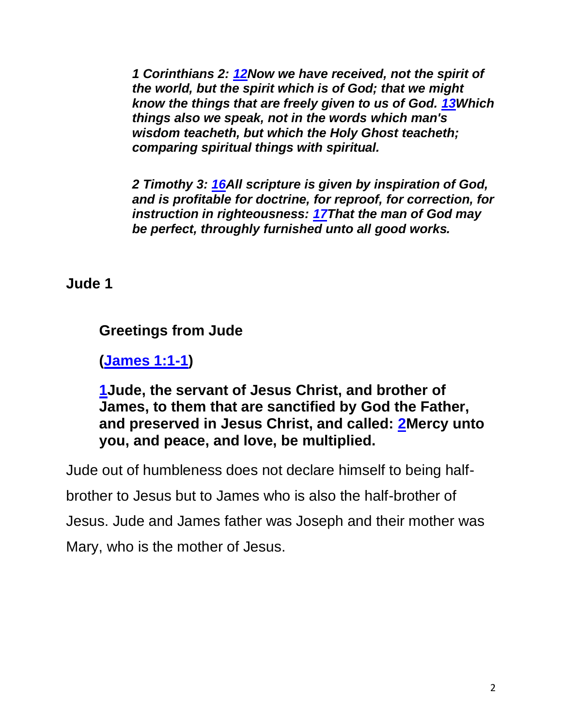***1 Corinthians 2: 12Now we have received, not the spirit of the world, but the spirit which is of God; that we might know the things that are freely given to us of God. 13Which things also we speak, not in the words which man's wisdom teacheth, but which the Holy Ghost teacheth; comparing spiritual things with spiritual.***

***2 Timothy 3: 16All scripture is given by inspiration of God, and is profitable for doctrine, for reproof, for correction, for instruction in righteousness: 17That the man of God may be perfect, throughly furnished unto all good works.***

## Jude 1

### Greetings from Jude

**(James 1:1-1)**

**1Jude, the servant of Jesus Christ, and brother of James, to them that are sanctified by God the Father, and preserved in Jesus Christ, and called: 2Mercy unto you, and peace, and love, be multiplied.**

Jude out of humbleness does not declare himself to being half-brother to Jesus but to James who is also the half-brother of Jesus. Jude and James father was Joseph and their mother was Mary, who is the mother of Jesus.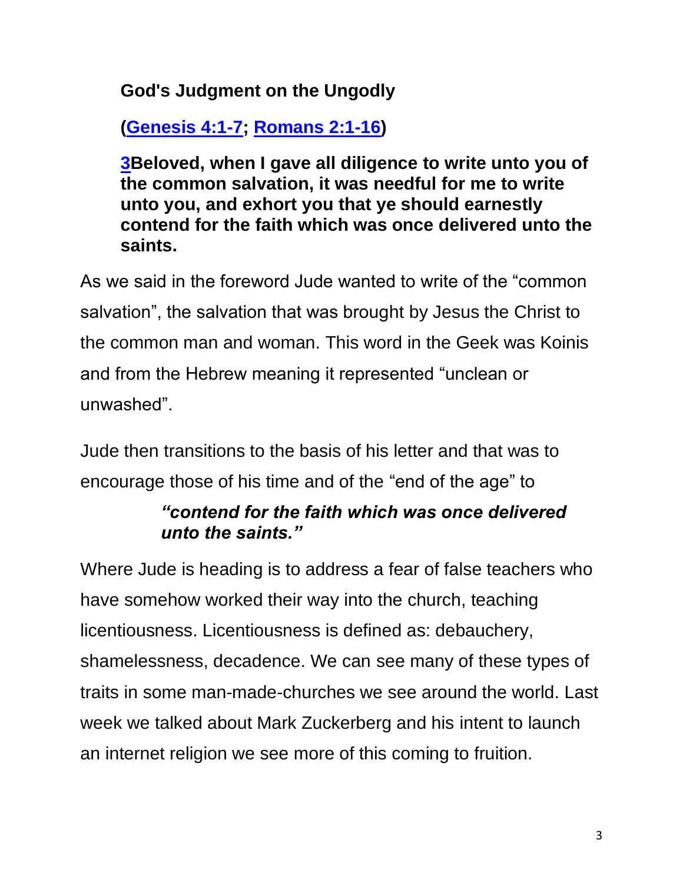**God's Judgment on the Ungodly**

**(Genesis 4:1-7; Romans 2:1-16)**

**3Beloved, when I gave all diligence to write unto you of the common salvation, it was needful for me to write unto you, and exhort you that ye should earnestly contend for the faith which was once delivered unto the saints.**

As we said in the foreword Jude wanted to write of the "common salvation", the salvation that was brought by Jesus the Christ to the common man and woman. This word in the Geek was Koinis and from the Hebrew meaning it represented "unclean or unwashed".

Jude then transitions to the basis of his letter and that was to encourage those of his time and of the "end of the age" to

> ***"contend for the faith which was once delivered unto the saints."***

Where Jude is heading is to address a fear of false teachers who have somehow worked their way into the church, teaching licentiousness. Licentiousness is defined as: debauchery, shamelessness, decadence. We can see many of these types of traits in some man-made-churches we see around the world. Last week we talked about Mark Zuckerberg and his intent to launch an internet religion we see more of this coming to fruition.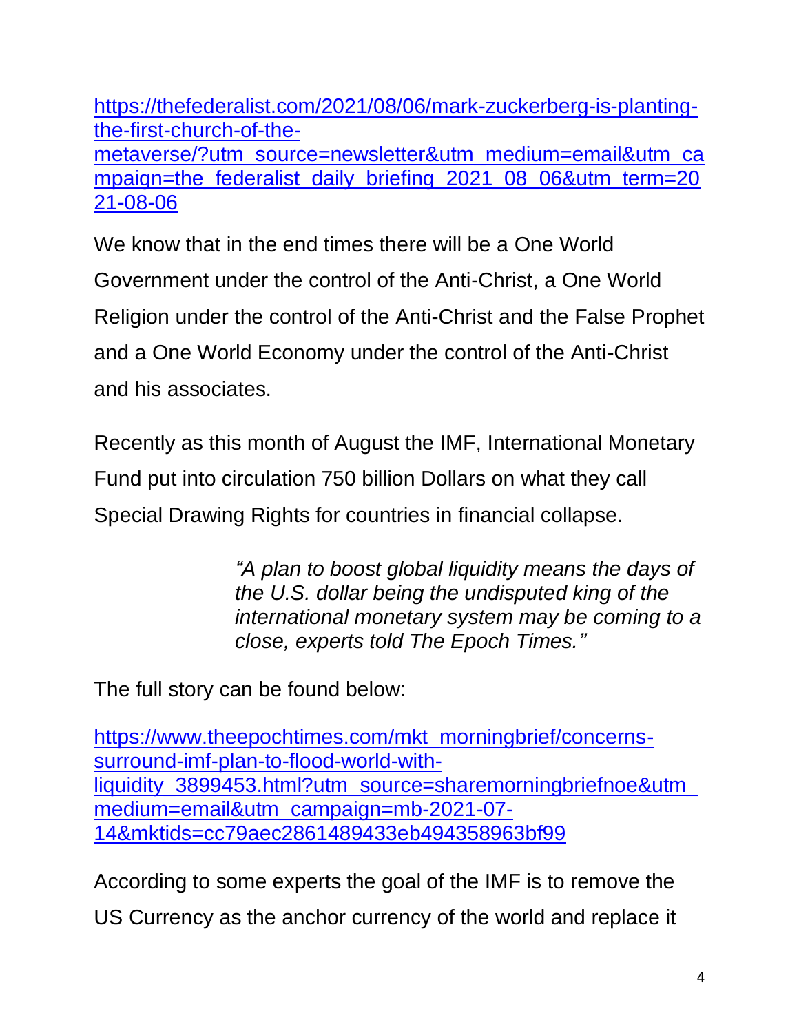[https://thefederalist.com/2021/08/06/mark-zuckerberg-is-planting-the-first-church-of-the-metaverse/?utm_source=newsletter&utm_medium=email&utm_campaign=the_federalist_daily_briefing_2021_08_06&utm_term=2021-08-06](https://thefederalist.com/2021/08/06/mark-zuckerberg-is-planting-the-first-church-of-the-metaverse/?utm_source=newsletter&utm_medium=email&utm_campaign=the_federalist_daily_briefing_2021_08_06&utm_term=2021-08-06)

We know that in the end times there will be a One World Government under the control of the Anti-Christ, a One World Religion under the control of the Anti-Christ and the False Prophet and a One World Economy under the control of the Anti-Christ and his associates.

Recently as this month of August the IMF, International Monetary Fund put into circulation 750 billion Dollars on what they call Special Drawing Rights for countries in financial collapse.

> *"A plan to boost global liquidity means the days of the U.S. dollar being the undisputed king of the international monetary system may be coming to a close, experts told The Epoch Times."*

The full story can be found below:

[https://www.theepochtimes.com/mkt_morningbrief/concerns-surround-imf-plan-to-flood-world-with-liquidity_3899453.html?utm_source=sharemorningbriefnoe&utm_medium=email&utm_campaign=mb-2021-07-14&mktids=cc79aec2861489433eb494358963bf99](https://www.theepochtimes.com/mkt_morningbrief/concerns-surround-imf-plan-to-flood-world-with-liquidity_3899453.html?utm_source=sharemorningbriefnoe&utm_medium=email&utm_campaign=mb-2021-07-14&mktids=cc79aec2861489433eb494358963bf99)

According to some experts the goal of the IMF is to remove the US Currency as the anchor currency of the world and replace it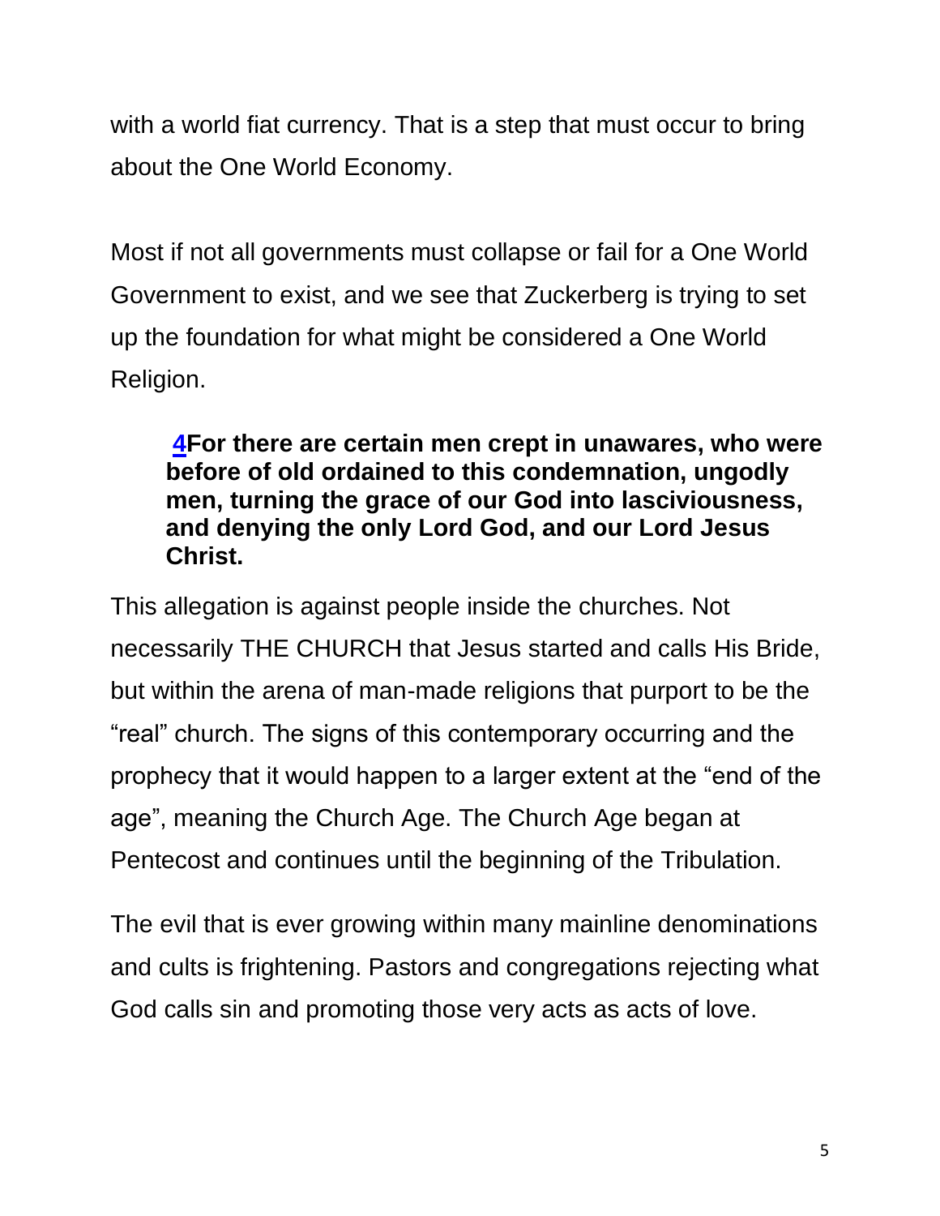with a world fiat currency. That is a step that must occur to bring about the One World Economy.

Most if not all governments must collapse or fail for a One World Government to exist, and we see that Zuckerberg is trying to set up the foundation for what might be considered a One World Religion.

> **[4](#)For there are certain men crept in unawares, who were before of old ordained to this condemnation, ungodly men, turning the grace of our God into lasciviousness, and denying the only Lord God, and our Lord Jesus Christ.**

This allegation is against people inside the churches. Not necessarily THE CHURCH that Jesus started and calls His Bride, but within the arena of man-made religions that purport to be the "real" church. The signs of this contemporary occurring and the prophecy that it would happen to a larger extent at the "end of the age", meaning the Church Age. The Church Age began at Pentecost and continues until the beginning of the Tribulation.

The evil that is ever growing within many mainline denominations and cults is frightening. Pastors and congregations rejecting what God calls sin and promoting those very acts as acts of love.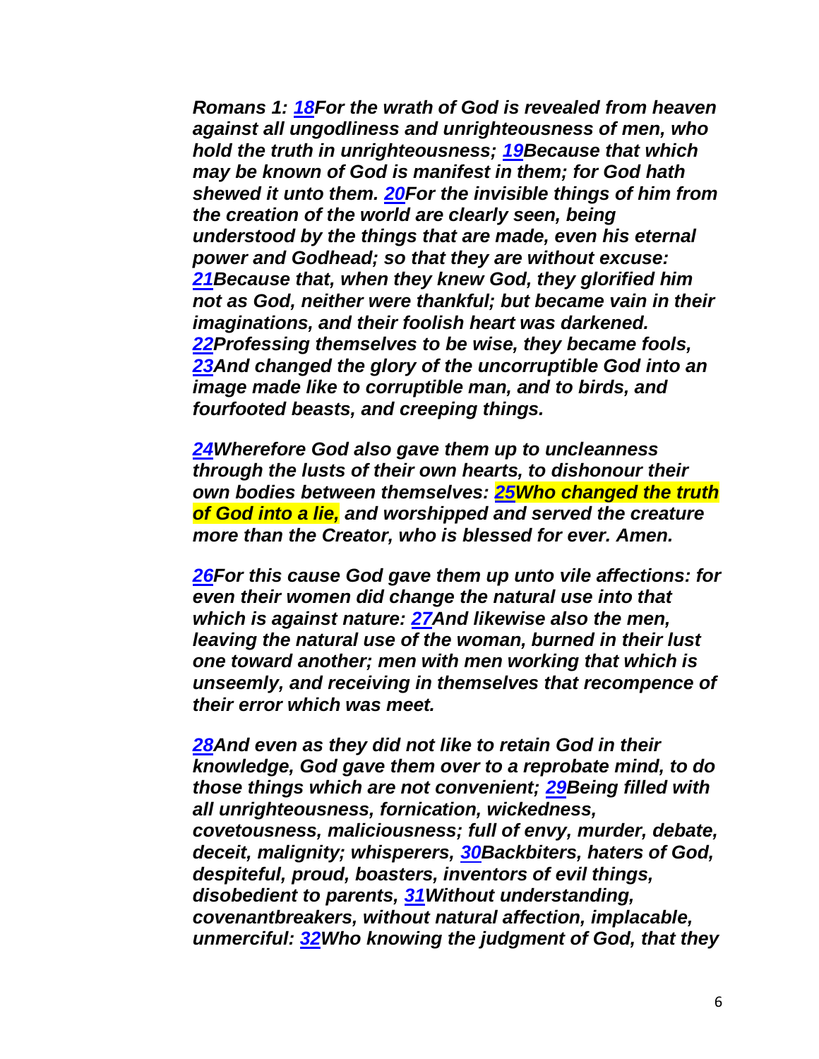***Romans 1: [18](#)For the wrath of God is revealed from heaven against all ungodliness and unrighteousness of men, who hold the truth in unrighteousness; [19](#)Because that which may be known of God is manifest in them; for God hath shewed it unto them. [20](#)For the invisible things of him from the creation of the world are clearly seen, being understood by the things that are made, even his eternal power and Godhead; so that they are without excuse: [21](#)Because that, when they knew God, they glorified him not as God, neither were thankful; but became vain in their imaginations, and their foolish heart was darkened. [22](#)Professing themselves to be wise, they became fools, [23](#)And changed the glory of the uncorruptible God into an image made like to corruptible man, and to birds, and fourfooted beasts, and creeping things.***

***[24](#)Wherefore God also gave them up to uncleanness through the lusts of their own hearts, to dishonour their own bodies between themselves: [25](#)Who changed the truth of God into a lie, and worshipped and served the creature more than the Creator, who is blessed for ever. Amen.***

***[26](#)For this cause God gave them up unto vile affections: for even their women did change the natural use into that which is against nature: [27](#)And likewise also the men, leaving the natural use of the woman, burned in their lust one toward another; men with men working that which is unseemly, and receiving in themselves that recompence of their error which was meet.***

***[28](#)And even as they did not like to retain God in their knowledge, God gave them over to a reprobate mind, to do those things which are not convenient; [29](#)Being filled with all unrighteousness, fornication, wickedness, covetousness, maliciousness; full of envy, murder, debate, deceit, malignity; whisperers, [30](#)Backbiters, haters of God, despiteful, proud, boasters, inventors of evil things, disobedient to parents, [31](#)Without understanding, covenantbreakers, without natural affection, implacable, unmerciful: [32](#)Who knowing the judgment of God, that they***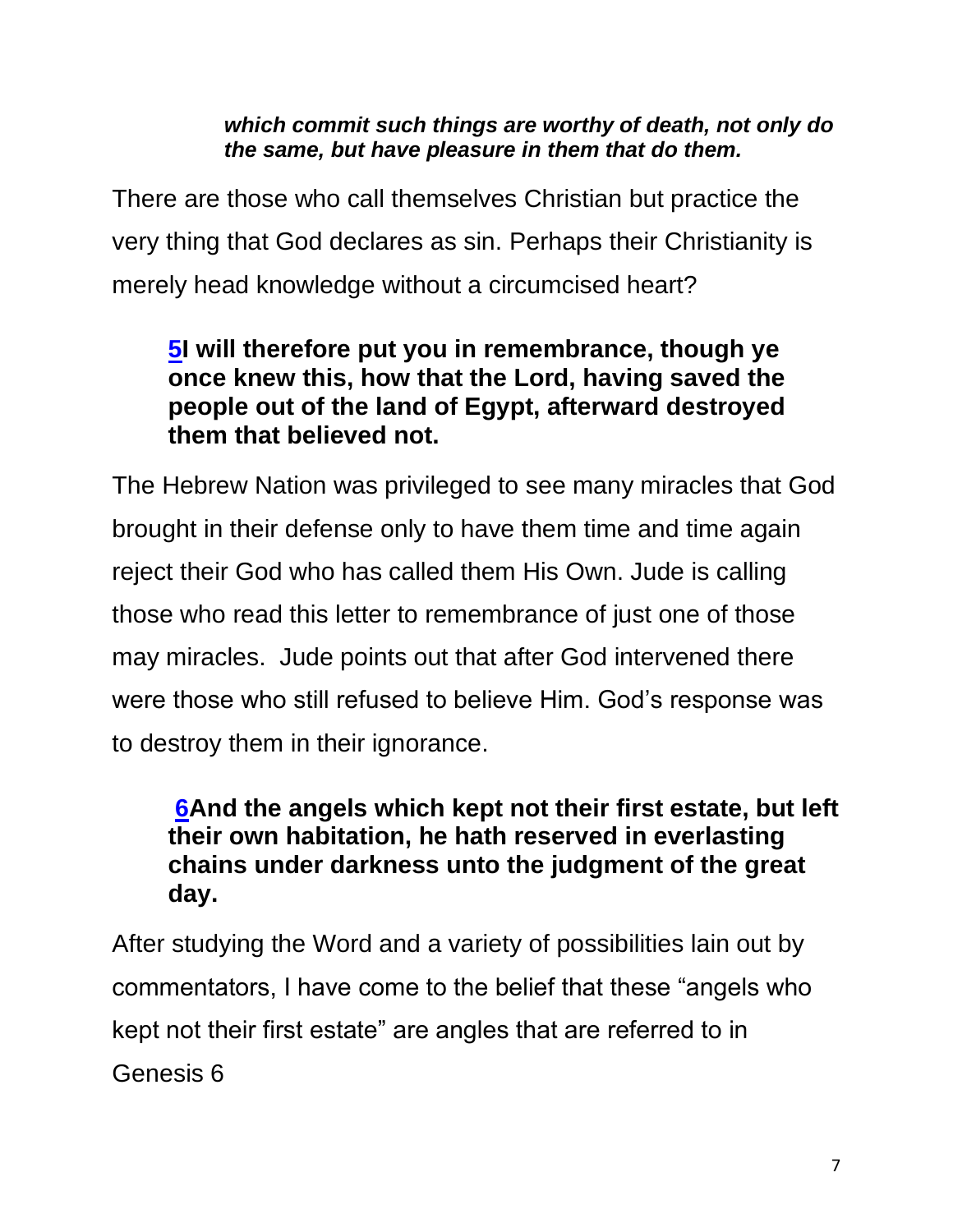***which commit such things are worthy of death, not only do the same, but have pleasure in them that do them.***

There are those who call themselves Christian but practice the very thing that God declares as sin. Perhaps their Christianity is merely head knowledge without a circumcised heart?

> **5I will therefore put you in remembrance, though ye once knew this, how that the Lord, having saved the people out of the land of Egypt, afterward destroyed them that believed not.**

The Hebrew Nation was privileged to see many miracles that God brought in their defense only to have them time and time again reject their God who has called them His Own. Jude is calling those who read this letter to remembrance of just one of those may miracles. Jude points out that after God intervened there were those who still refused to believe Him. God's response was to destroy them in their ignorance.

> **6And the angels which kept not their first estate, but left their own habitation, he hath reserved in everlasting chains under darkness unto the judgment of the great day.**

After studying the Word and a variety of possibilities lain out by commentators, I have come to the belief that these "angels who kept not their first estate" are angles that are referred to in Genesis 6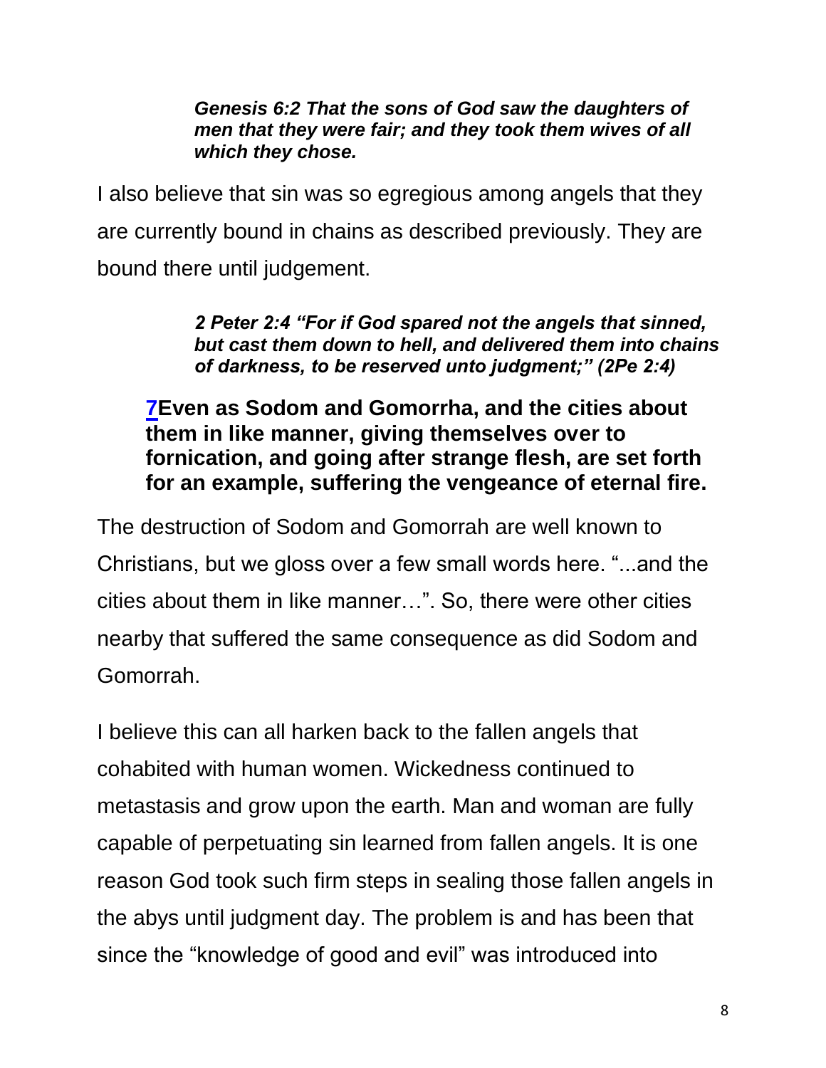> ***Genesis 6:2 That the sons of God saw the daughters of men that they were fair; and they took them wives of all which they chose.***

I also believe that sin was so egregious among angels that they are currently bound in chains as described previously. They are bound there until judgement.

> ***2 Peter 2:4 "For if God spared not the angels that sinned, but cast them down to hell, and delivered them into chains of darkness, to be reserved unto judgment;" (2Pe 2:4)***

**[7](#)Even as Sodom and Gomorrha, and the cities about them in like manner, giving themselves over to fornication, and going after strange flesh, are set forth for an example, suffering the vengeance of eternal fire.**

The destruction of Sodom and Gomorrah are well known to Christians, but we gloss over a few small words here. "...and the cities about them in like manner…". So, there were other cities nearby that suffered the same consequence as did Sodom and Gomorrah.

I believe this can all harken back to the fallen angels that cohabited with human women. Wickedness continued to metastasis and grow upon the earth. Man and woman are fully capable of perpetuating sin learned from fallen angels. It is one reason God took such firm steps in sealing those fallen angels in the abys until judgment day. The problem is and has been that since the "knowledge of good and evil" was introduced into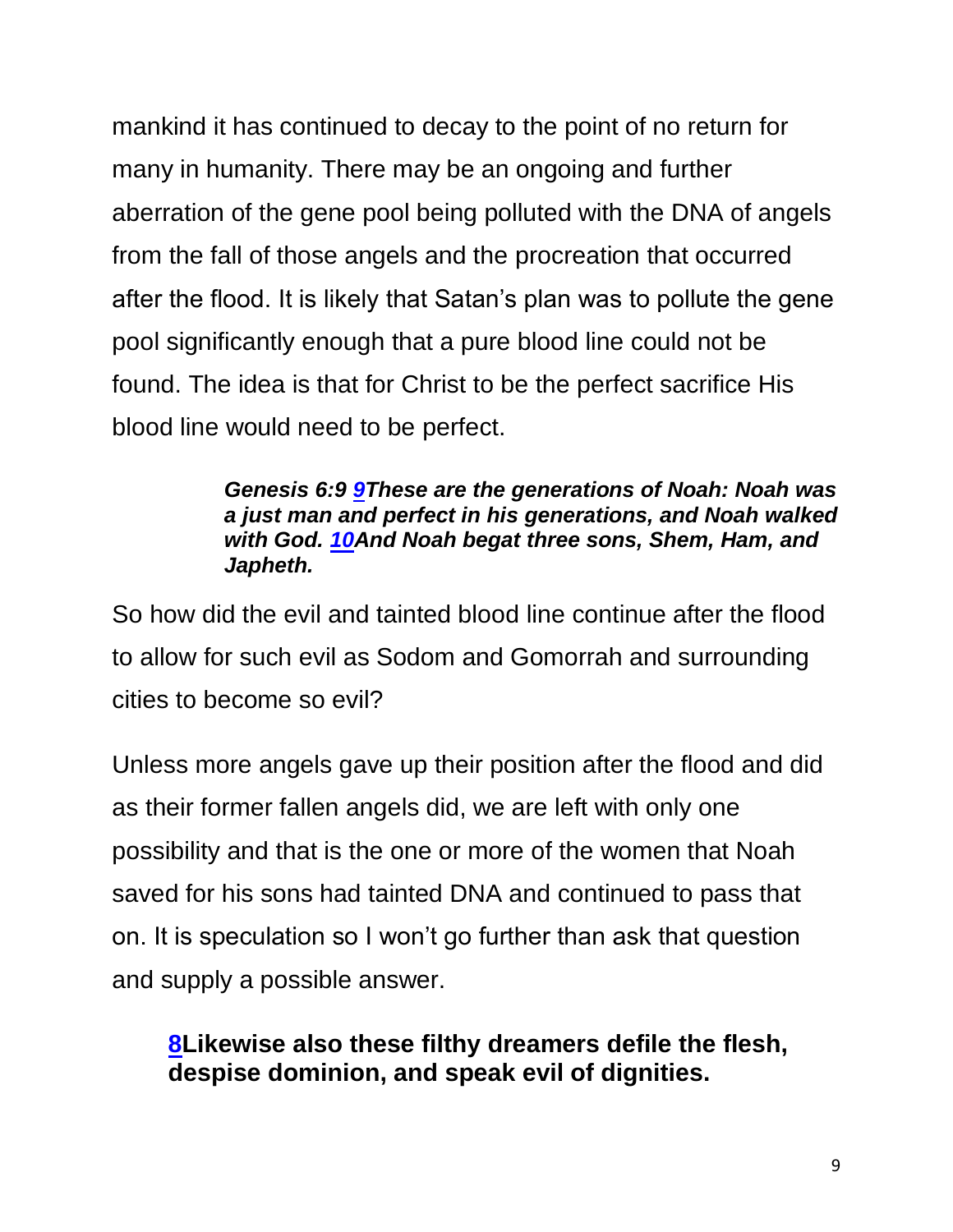mankind it has continued to decay to the point of no return for many in humanity. There may be an ongoing and further aberration of the gene pool being polluted with the DNA of angels from the fall of those angels and the procreation that occurred after the flood. It is likely that Satan's plan was to pollute the gene pool significantly enough that a pure blood line could not be found. The idea is that for Christ to be the perfect sacrifice His blood line would need to be perfect.

> ***Genesis 6:9 9These are the generations of Noah: Noah was a just man and perfect in his generations, and Noah walked with God. 10And Noah begat three sons, Shem, Ham, and Japheth.***

So how did the evil and tainted blood line continue after the flood to allow for such evil as Sodom and Gomorrah and surrounding cities to become so evil?

Unless more angels gave up their position after the flood and did as their former fallen angels did, we are left with only one possibility and that is the one or more of the women that Noah saved for his sons had tainted DNA and continued to pass that on. It is speculation so I won't go further than ask that question and supply a possible answer.

**8Likewise also these filthy dreamers defile the flesh, despise dominion, and speak evil of dignities.**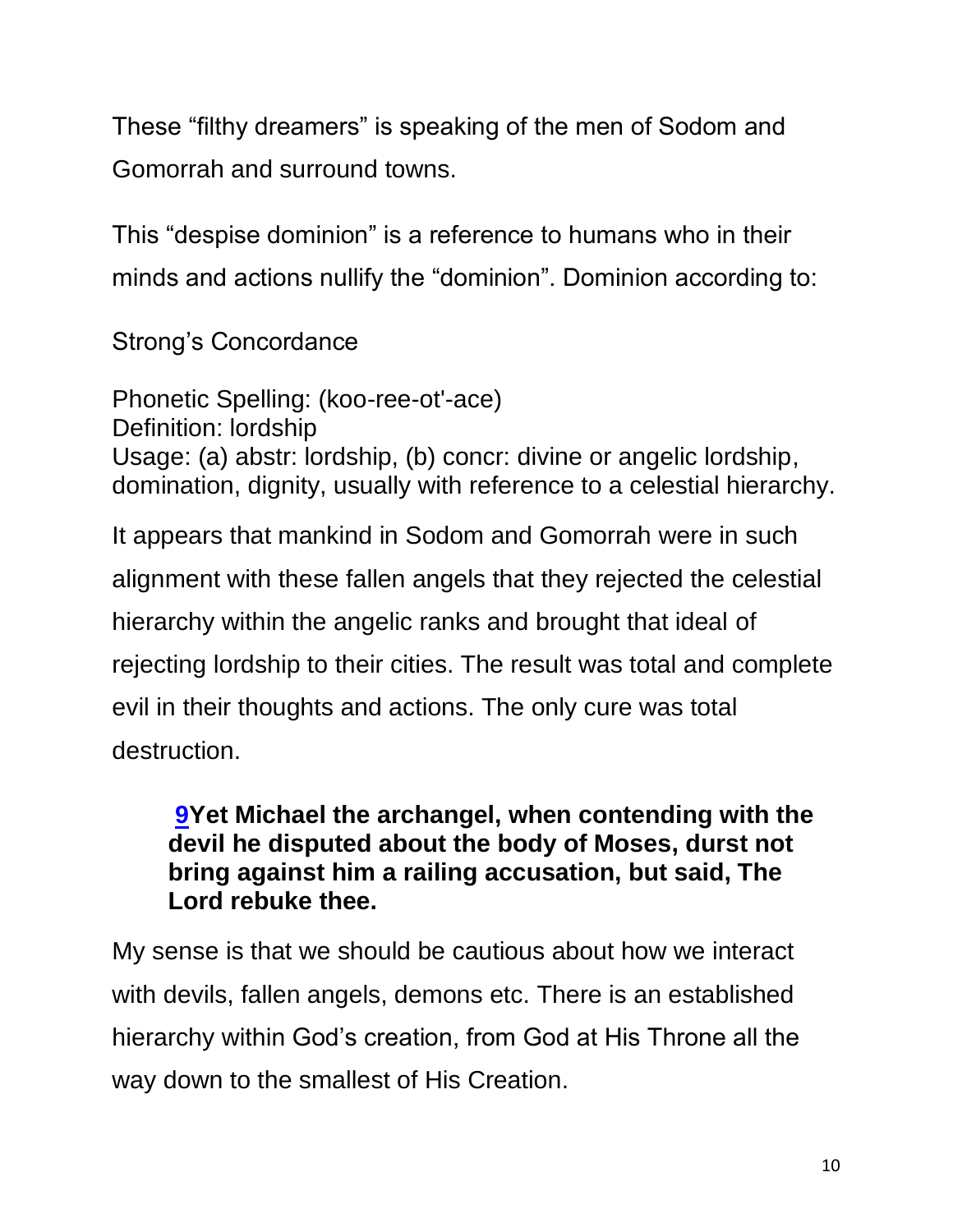These “filthy dreamers” is speaking of the men of Sodom and Gomorrah and surround towns.

This “despise dominion” is a reference to humans who in their minds and actions nullify the “dominion”. Dominion according to:

Strong’s Concordance

Phonetic Spelling: (koo-ree-ot'-ace)
Definition: lordship
Usage: (a) abstr: lordship, (b) concr: divine or angelic lordship, domination, dignity, usually with reference to a celestial hierarchy.

It appears that mankind in Sodom and Gomorrah were in such alignment with these fallen angels that they rejected the celestial hierarchy within the angelic ranks and brought that ideal of rejecting lordship to their cities. The result was total and complete evil in their thoughts and actions. The only cure was total destruction.

> **9Yet Michael the archangel, when contending with the devil he disputed about the body of Moses, durst not bring against him a railing accusation, but said, The Lord rebuke thee.**

My sense is that we should be cautious about how we interact with devils, fallen angels, demons etc. There is an established hierarchy within God’s creation, from God at His Throne all the way down to the smallest of His Creation.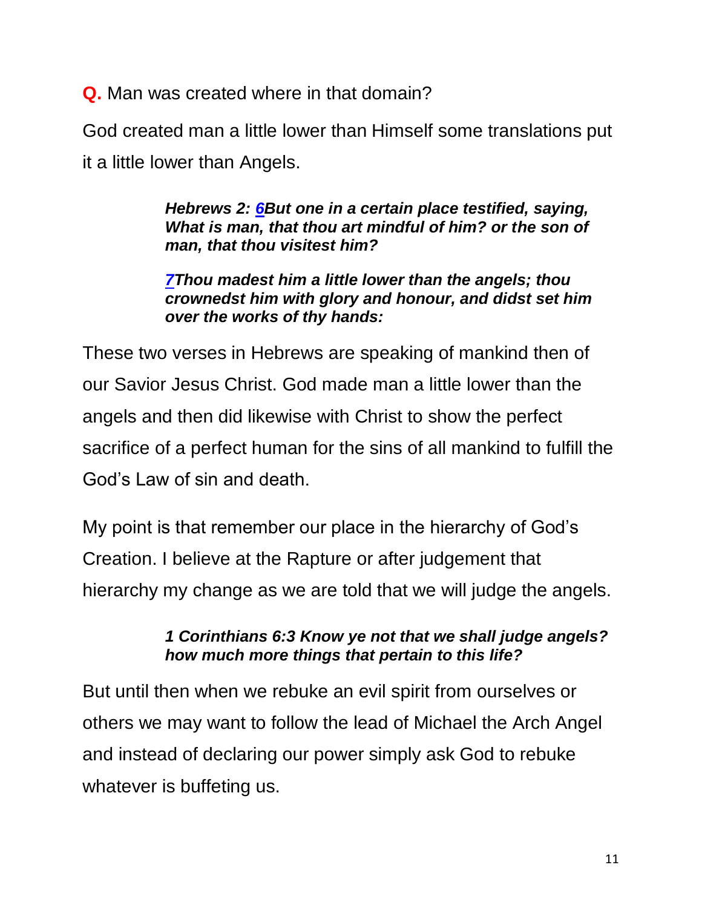**Q.** Man was created where in that domain?

God created man a little lower than Himself some translations put it a little lower than Angels.

> ***Hebrews 2: 6But one in a certain place testified, saying, What is man, that thou art mindful of him? or the son of man, that thou visitest him?***
>
> ***7Thou madest him a little lower than the angels; thou crownedst him with glory and honour, and didst set him over the works of thy hands:***

These two verses in Hebrews are speaking of mankind then of our Savior Jesus Christ. God made man a little lower than the angels and then did likewise with Christ to show the perfect sacrifice of a perfect human for the sins of all mankind to fulfill the God's Law of sin and death.

My point is that remember our place in the hierarchy of God's Creation. I believe at the Rapture or after judgement that hierarchy my change as we are told that we will judge the angels.

> ***1 Corinthians 6:3 Know ye not that we shall judge angels? how much more things that pertain to this life?***

But until then when we rebuke an evil spirit from ourselves or others we may want to follow the lead of Michael the Arch Angel and instead of declaring our power simply ask God to rebuke whatever is buffeting us.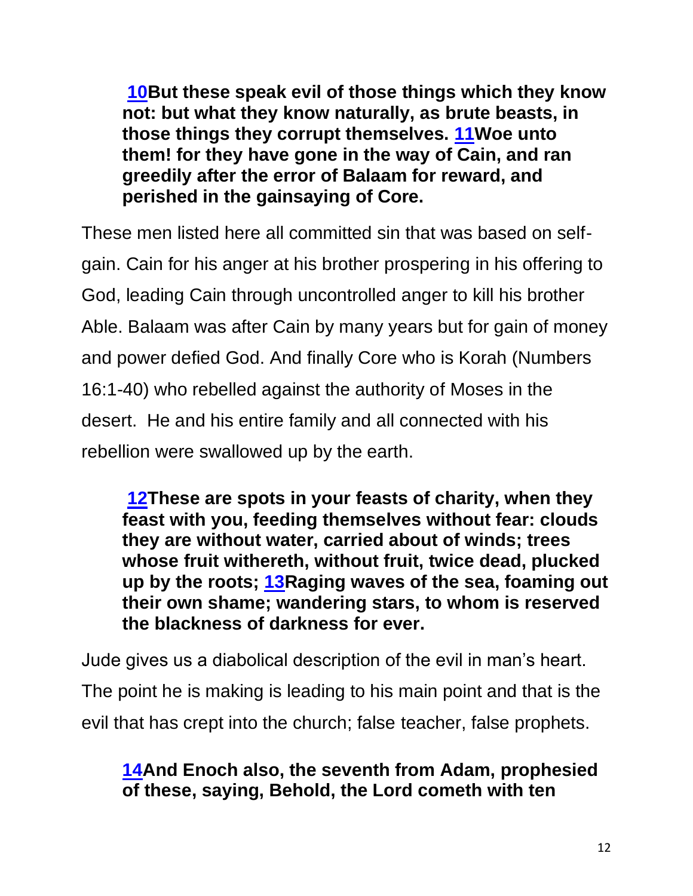**[10](#)But these speak evil of those things which they know not: but what they know naturally, as brute beasts, in those things they corrupt themselves. [11](#)Woe unto them! for they have gone in the way of Cain, and ran greedily after the error of Balaam for reward, and perished in the gainsaying of Core.**

These men listed here all committed sin that was based on self-gain. Cain for his anger at his brother prospering in his offering to God, leading Cain through uncontrolled anger to kill his brother Able. Balaam was after Cain by many years but for gain of money and power defied God. And finally Core who is Korah (Numbers 16:1-40) who rebelled against the authority of Moses in the desert. He and his entire family and all connected with his rebellion were swallowed up by the earth.

**[12](#)These are spots in your feasts of charity, when they feast with you, feeding themselves without fear: clouds they are without water, carried about of winds; trees whose fruit withereth, without fruit, twice dead, plucked up by the roots; [13](#)Raging waves of the sea, foaming out their own shame; wandering stars, to whom is reserved the blackness of darkness for ever.**

Jude gives us a diabolical description of the evil in man's heart. The point he is making is leading to his main point and that is the evil that has crept into the church; false teacher, false prophets.

**[14](#)And Enoch also, the seventh from Adam, prophesied of these, saying, Behold, the Lord cometh with ten**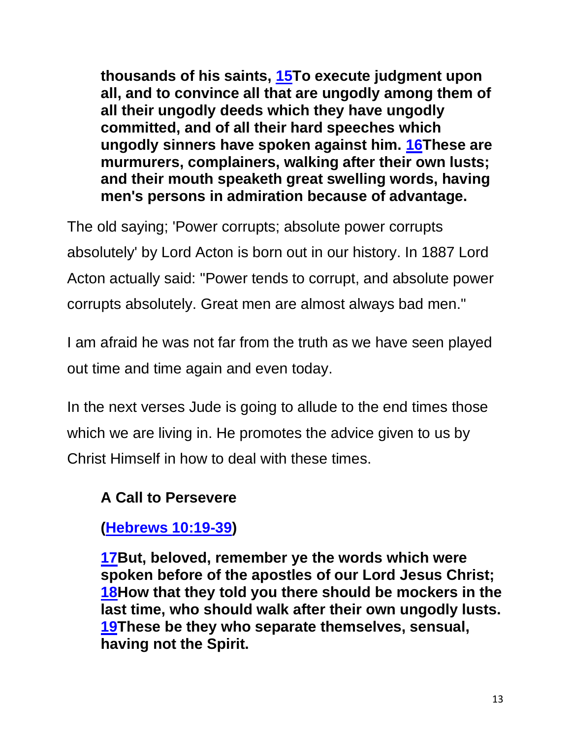**thousands of his saints, [15](#)To execute judgment upon all, and to convince all that are ungodly among them of all their ungodly deeds which they have ungodly committed, and of all their hard speeches which ungodly sinners have spoken against him. [16](#)These are murmurers, complainers, walking after their own lusts; and their mouth speaketh great swelling words, having men's persons in admiration because of advantage.**

The old saying; 'Power corrupts; absolute power corrupts absolutely' by Lord Acton is born out in our history. In 1887 Lord Acton actually said: "Power tends to corrupt, and absolute power corrupts absolutely. Great men are almost always bad men."

I am afraid he was not far from the truth as we have seen played out time and time again and even today.

In the next verses Jude is going to allude to the end times those which we are living in. He promotes the advice given to us by Christ Himself in how to deal with these times.

**A Call to Persevere**

**([Hebrews 10:19-39](#))**

**[17](#)But, beloved, remember ye the words which were spoken before of the apostles of our Lord Jesus Christ; [18](#)How that they told you there should be mockers in the last time, who should walk after their own ungodly lusts. [19](#)These be they who separate themselves, sensual, having not the Spirit.**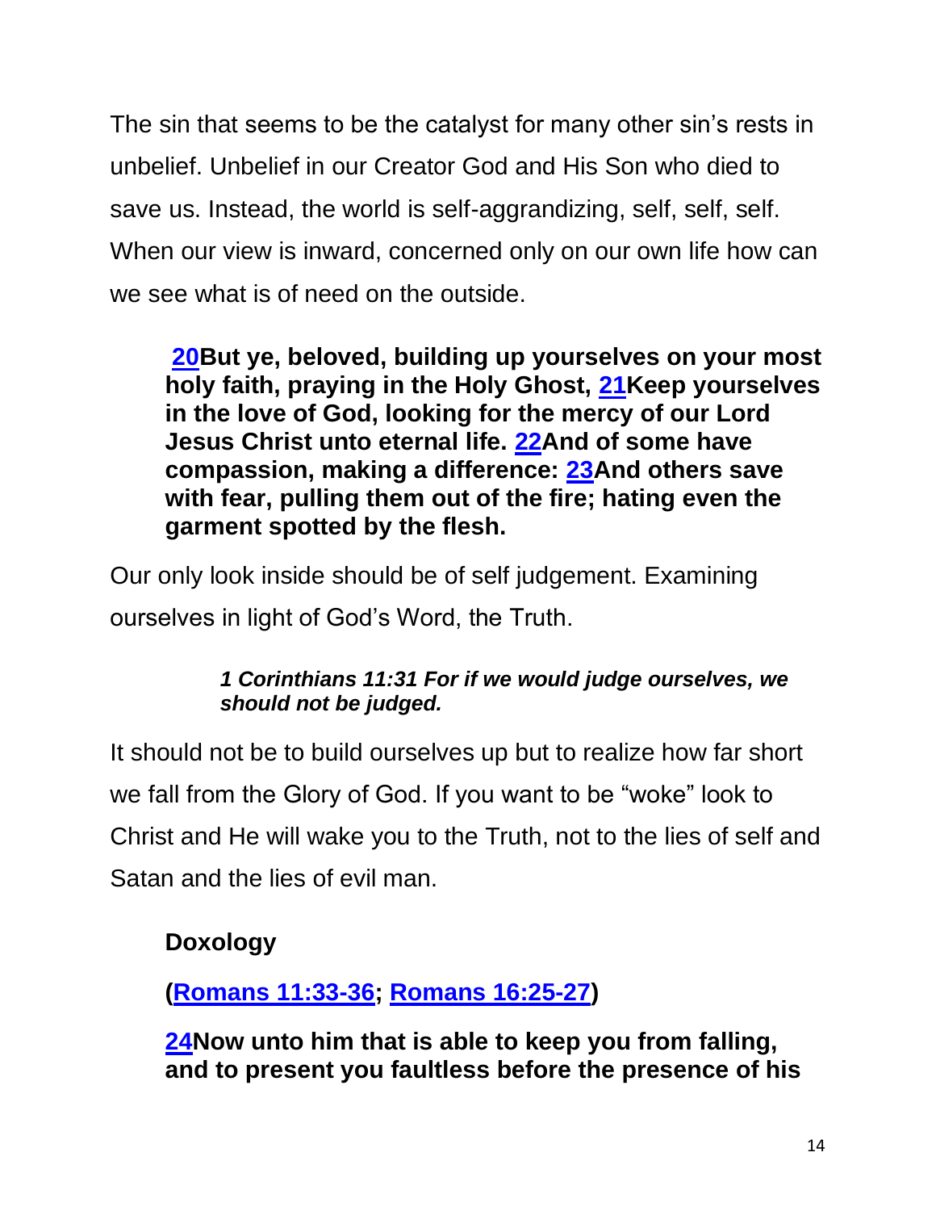The sin that seems to be the catalyst for many other sin's rests in unbelief. Unbelief in our Creator God and His Son who died to save us. Instead, the world is self-aggrandizing, self, self, self. When our view is inward, concerned only on our own life how can we see what is of need on the outside.

> **20But ye, beloved, building up yourselves on your most holy faith, praying in the Holy Ghost, 21Keep yourselves in the love of God, looking for the mercy of our Lord Jesus Christ unto eternal life. 22And of some have compassion, making a difference: 23And others save with fear, pulling them out of the fire; hating even the garment spotted by the flesh.**

Our only look inside should be of self judgement. Examining ourselves in light of God's Word, the Truth.

> ***1 Corinthians 11:31 For if we would judge ourselves, we should not be judged.***

It should not be to build ourselves up but to realize how far short we fall from the Glory of God. If you want to be "woke" look to Christ and He will wake you to the Truth, not to the lies of self and Satan and the lies of evil man.

**Doxology**

**(Romans 11:33-36; Romans 16:25-27)**

**24Now unto him that is able to keep you from falling, and to present you faultless before the presence of his**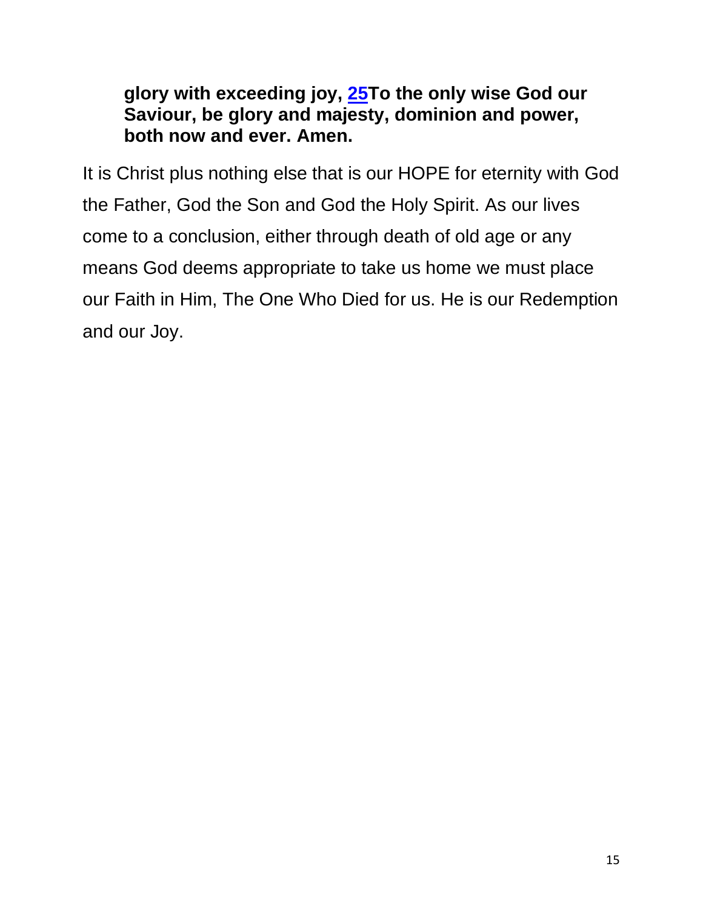**glory with exceeding joy, 25To the only wise God our Saviour, be glory and majesty, dominion and power, both now and ever. Amen.**

It is Christ plus nothing else that is our HOPE for eternity with God the Father, God the Son and God the Holy Spirit. As our lives come to a conclusion, either through death of old age or any means God deems appropriate to take us home we must place our Faith in Him, The One Who Died for us. He is our Redemption and our Joy.